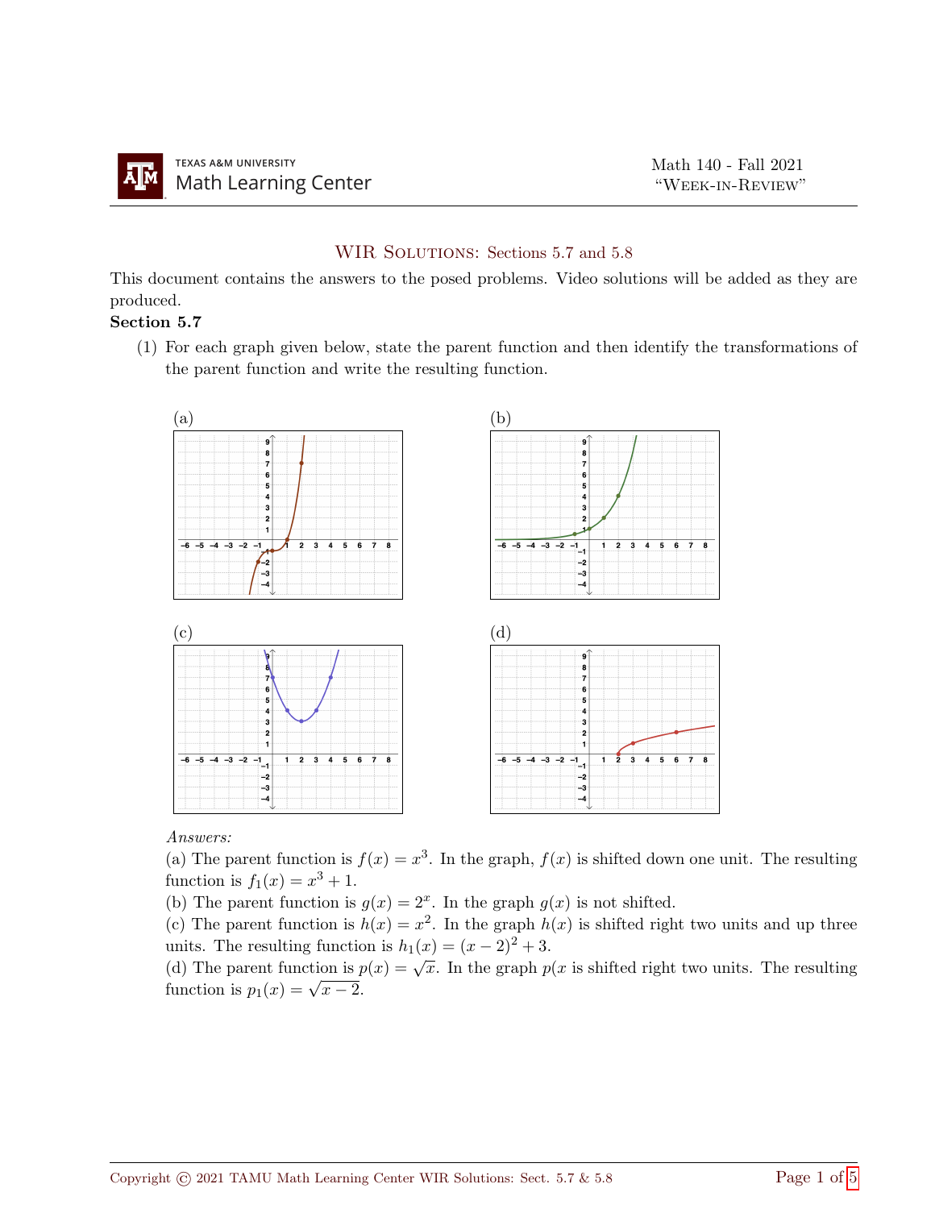Texas A&M University Math Learning Center — Math 140 - Fall 2021 "Week-in-Review"

## WIR Solutions: Sections 5.7 and 5.8

This document contains the answers to the posed problems. Video solutions will be added as they are produced.

**Section 5.7**

(1) For each graph given below, state the parent function and then identify the transformations of the parent function and write the resulting function.

(a)

(b)

(c)

(d)

*Answers:*

(a) The parent function is $f(x) = x^3$. In the graph, $f(x)$ is shifted down one unit. The resulting function is $f_1(x) = x^3 + 1$.

(b) The parent function is $g(x) = 2^x$. In the graph $g(x)$ is not shifted.

(c) The parent function is $h(x) = x^2$. In the graph $h(x)$ is shifted right two units and up three units. The resulting function is $h_1(x) = (x-2)^2 + 3$.

(d) The parent function is $p(x) = \sqrt{x}$. In the graph $p(x$ is shifted right two units. The resulting function is $p_1(x) = \sqrt{x-2}$.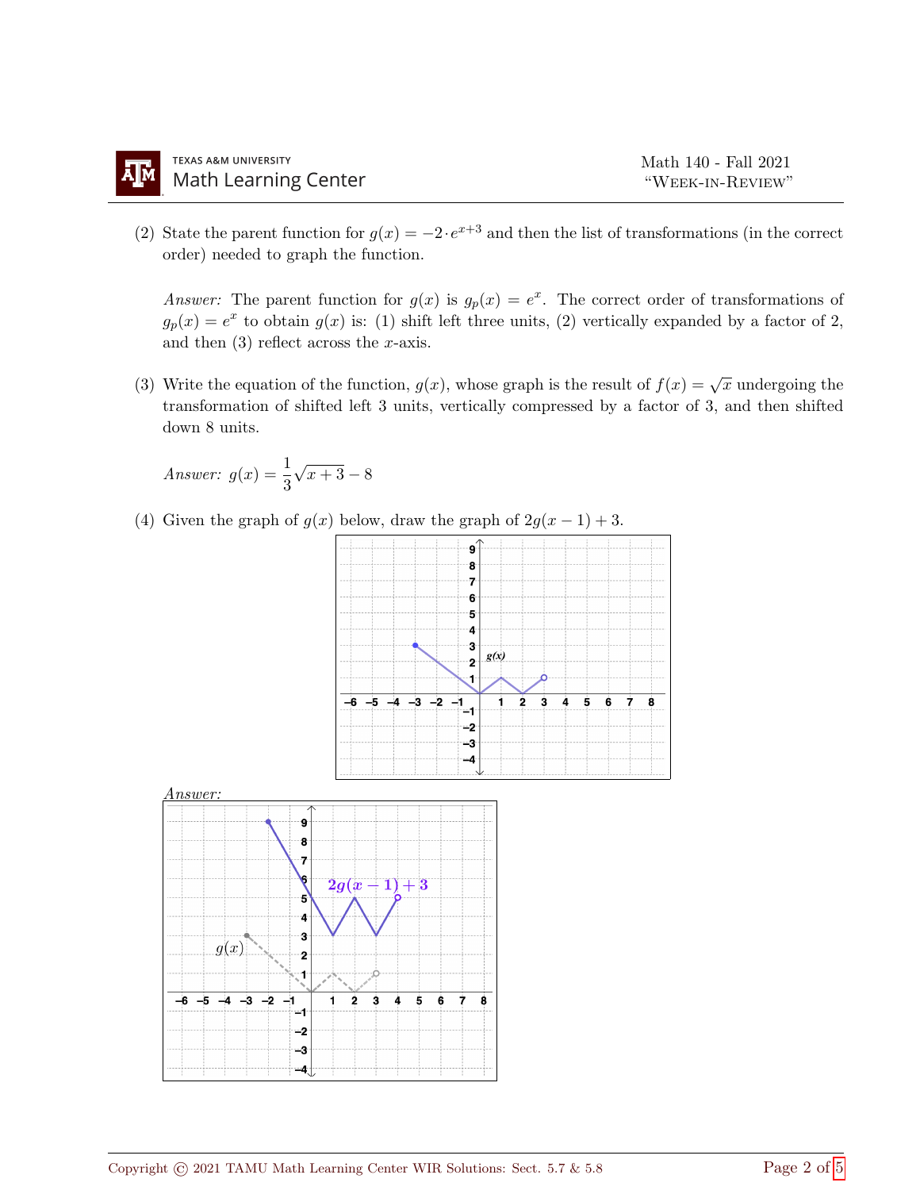(2) State the parent function for $g(x) = -2 \cdot e^{x+3}$ and then the list of transformations (in the correct order) needed to graph the function.

*Answer:* The parent function for $g(x)$ is $g_p(x) = e^x$. The correct order of transformations of $g_p(x) = e^x$ to obtain $g(x)$ is: (1) shift left three units, (2) vertically expanded by a factor of 2, and then (3) reflect across the $x$-axis.

(3) Write the equation of the function, $g(x)$, whose graph is the result of $f(x) = \sqrt{x}$ undergoing the transformation of shifted left 3 units, vertically compressed by a factor of 3, and then shifted down 8 units.

*Answer:* $g(x) = \dfrac{1}{3}\sqrt{x+3} - 8$

(4) Given the graph of $g(x)$ below, draw the graph of $2g(x-1)+3$.

*Answer:*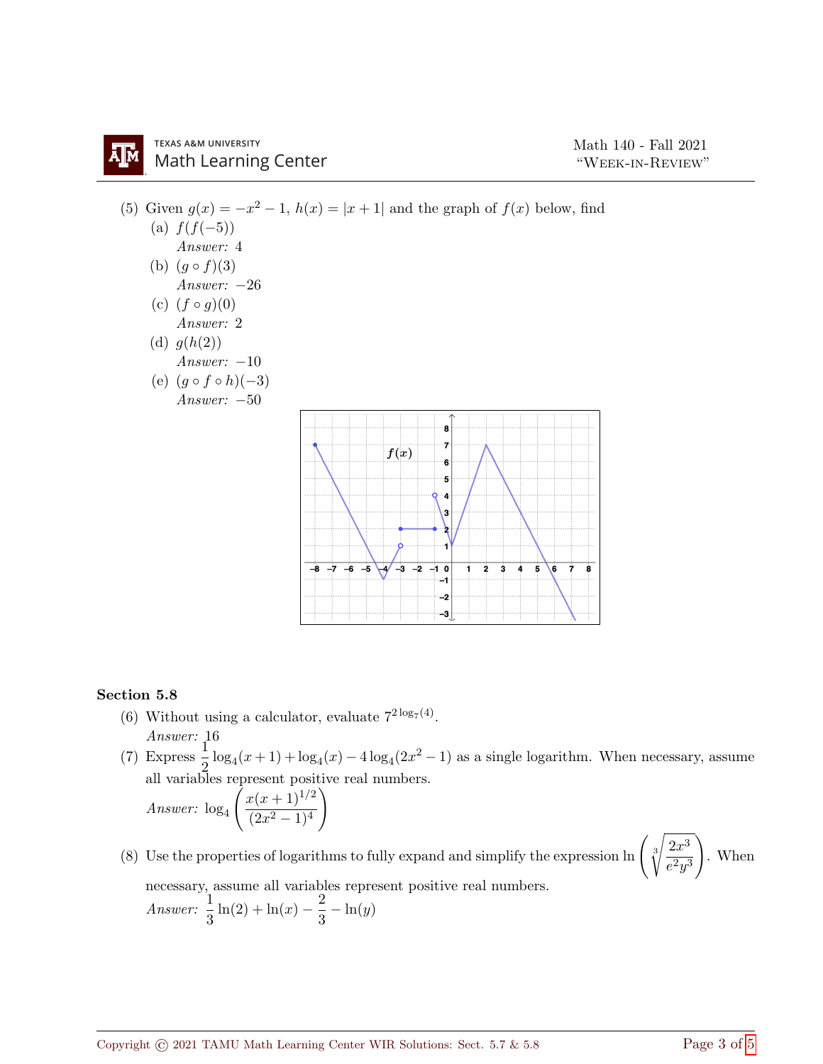(5) Given $g(x) = -x^2 - 1$, $h(x) = |x+1|$ and the graph of $f(x)$ below, find

(a) $f(f(-5))$

*Answer:* 4

(b) $(g \circ f)(3)$

*Answer:* $-26$

(c) $(f \circ g)(0)$

*Answer:* 2

(d) $g(h(2))$

*Answer:* $-10$

(e) $(g \circ f \circ h)(-3)$

*Answer:* $-50$

## Section 5.8

(6) Without using a calculator, evaluate $7^{2\log_7(4)}$.

*Answer:* 16

(7) Express $\dfrac{1}{2}\log_4(x+1) + \log_4(x) - 4\log_4(2x^2-1)$ as a single logarithm. When necessary, assume all variables represent positive real numbers.

*Answer:* $\log_4\left(\dfrac{x(x+1)^{1/2}}{(2x^2-1)^4}\right)$

(8) Use the properties of logarithms to fully expand and simplify the expression $\ln\left(\sqrt[3]{\dfrac{2x^3}{e^2y^3}}\right)$. When necessary, assume all variables represent positive real numbers.

*Answer:* $\dfrac{1}{3}\ln(2) + \ln(x) - \dfrac{2}{3} - \ln(y)$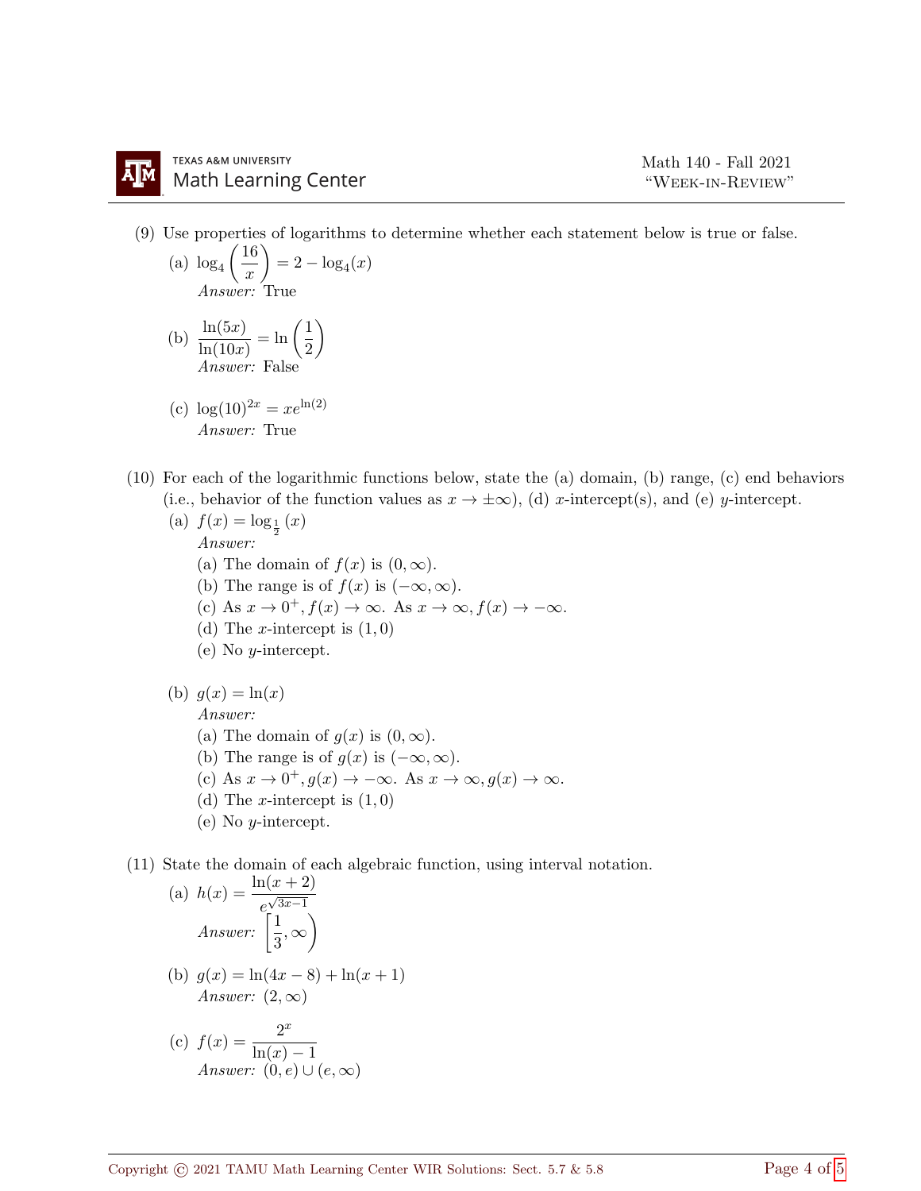(9) Use properties of logarithms to determine whether each statement below is true or false.

(a) $\log_4\left(\dfrac{16}{x}\right) = 2 - \log_4(x)$

*Answer:* True

(b) $\dfrac{\ln(5x)}{\ln(10x)} = \ln\left(\dfrac{1}{2}\right)$

*Answer:* False

(c) $\log(10)^{2x} = xe^{\ln(2)}$

*Answer:* True

(10) For each of the logarithmic functions below, state the (a) domain, (b) range, (c) end behaviors (i.e., behavior of the function values as $x \to \pm\infty$), (d) $x$-intercept(s), and (e) $y$-intercept.

(a) $f(x) = \log_{\frac{1}{2}}(x)$

*Answer:*

(a) The domain of $f(x)$ is $(0, \infty)$.

(b) The range is of $f(x)$ is $(-\infty, \infty)$.

(c) As $x \to 0^+, f(x) \to \infty$. As $x \to \infty, f(x) \to -\infty$.

(d) The $x$-intercept is $(1, 0)$

(e) No $y$-intercept.

(b) $g(x) = \ln(x)$

*Answer:*

(a) The domain of $g(x)$ is $(0, \infty)$.

(b) The range is of $g(x)$ is $(-\infty, \infty)$.

(c) As $x \to 0^+, g(x) \to -\infty$. As $x \to \infty, g(x) \to \infty$.

(d) The $x$-intercept is $(1, 0)$

(e) No $y$-intercept.

(11) State the domain of each algebraic function, using interval notation.

(a) $h(x) = \dfrac{\ln(x+2)}{e^{\sqrt{3x-1}}}$

*Answer:* $\left[\dfrac{1}{3}, \infty\right)$

(b) $g(x) = \ln(4x - 8) + \ln(x + 1)$

*Answer:* $(2, \infty)$

(c) $f(x) = \dfrac{2^x}{\ln(x) - 1}$

*Answer:* $(0, e) \cup (e, \infty)$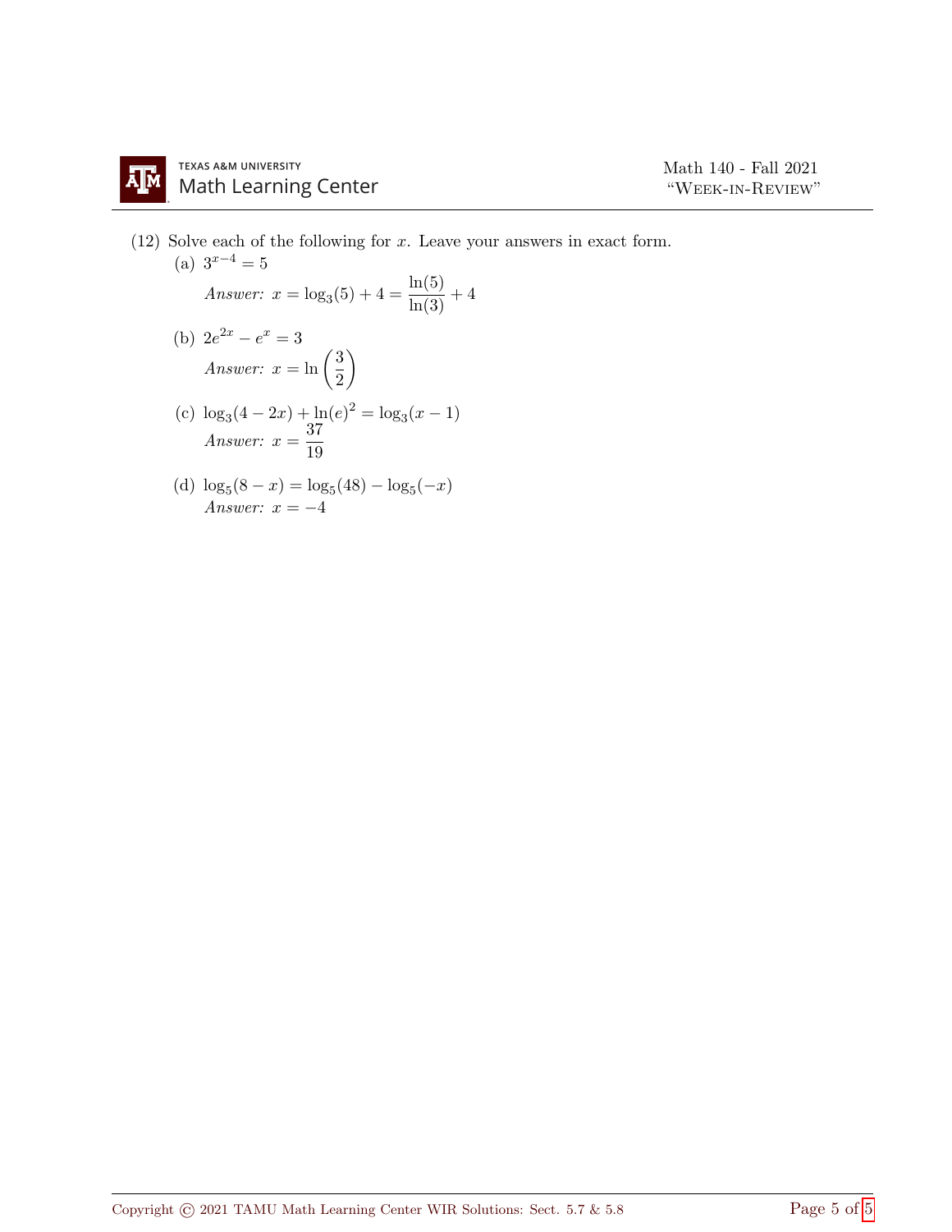(12) Solve each of the following for $x$. Leave your answers in exact form.

(a) $3^{x-4} = 5$

*Answer:* $x = \log_3(5) + 4 = \dfrac{\ln(5)}{\ln(3)} + 4$

(b) $2e^{2x} - e^x = 3$

*Answer:* $x = \ln\left(\dfrac{3}{2}\right)$

(c) $\log_3(4 - 2x) + \ln(e)^2 = \log_3(x - 1)$

*Answer:* $x = \dfrac{37}{19}$

(d) $\log_5(8 - x) = \log_5(48) - \log_5(-x)$

*Answer:* $x = -4$